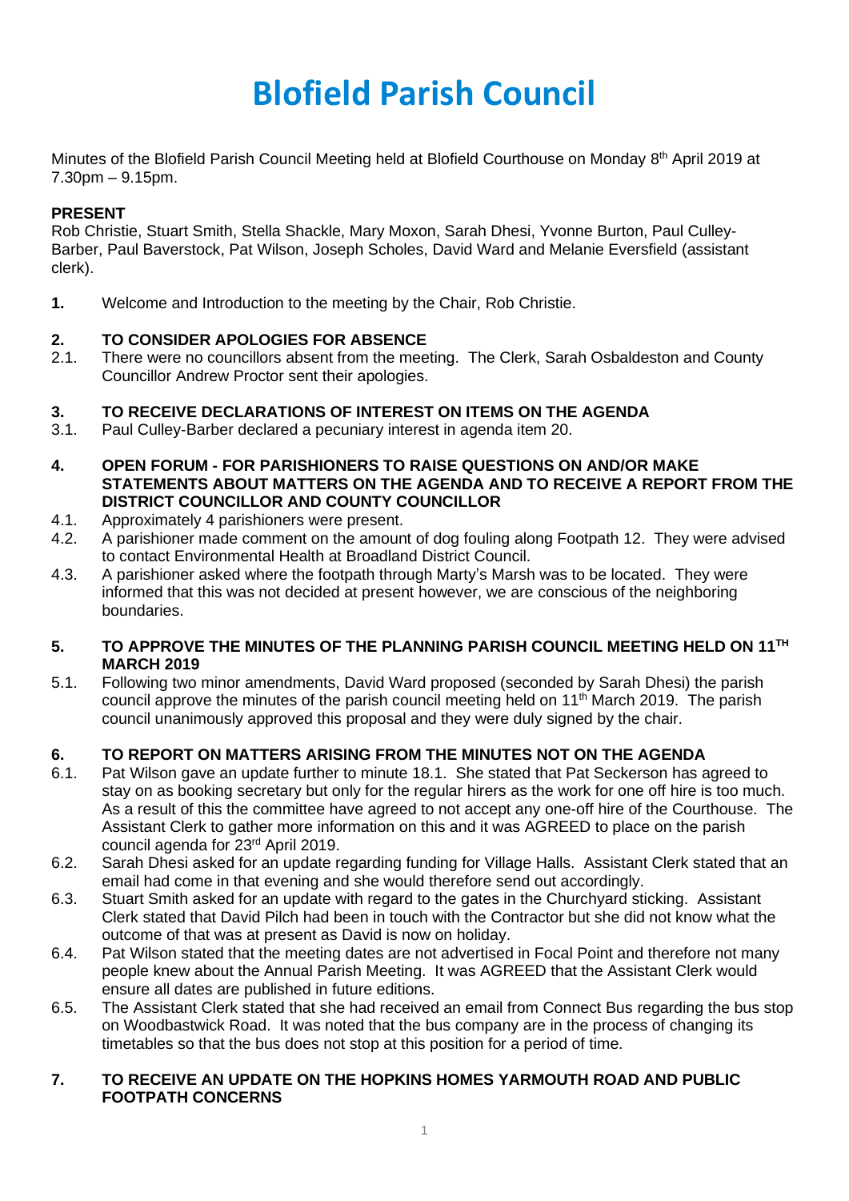# Blofield Parish Council

Minutes of the Blofield Parish Council Meeting held at Blofield Courthouse on Monday 8th April 2019 at 7.30pm – 9.15pm.

**PRESENT**
Rob Christie, Stuart Smith, Stella Shackle, Mary Moxon, Sarah Dhesi, Yvonne Burton, Paul Culley-Barber, Paul Baverstock, Pat Wilson, Joseph Scholes, David Ward and Melanie Eversfield (assistant clerk).

**1.** Welcome and Introduction to the meeting by the Chair, Rob Christie.

**2. TO CONSIDER APOLOGIES FOR ABSENCE**

2.1. There were no councillors absent from the meeting. The Clerk, Sarah Osbaldeston and County Councillor Andrew Proctor sent their apologies.

**3. TO RECEIVE DECLARATIONS OF INTEREST ON ITEMS ON THE AGENDA**

3.1. Paul Culley-Barber declared a pecuniary interest in agenda item 20.

**4. OPEN FORUM - FOR PARISHIONERS TO RAISE QUESTIONS ON AND/OR MAKE STATEMENTS ABOUT MATTERS ON THE AGENDA AND TO RECEIVE A REPORT FROM THE DISTRICT COUNCILLOR AND COUNTY COUNCILLOR**

4.1. Approximately 4 parishioners were present.

4.2. A parishioner made comment on the amount of dog fouling along Footpath 12. They were advised to contact Environmental Health at Broadland District Council.

4.3. A parishioner asked where the footpath through Marty's Marsh was to be located. They were informed that this was not decided at present however, we are conscious of the neighboring boundaries.

**5. TO APPROVE THE MINUTES OF THE PLANNING PARISH COUNCIL MEETING HELD ON 11TH MARCH 2019**

5.1. Following two minor amendments, David Ward proposed (seconded by Sarah Dhesi) the parish council approve the minutes of the parish council meeting held on 11th March 2019. The parish council unanimously approved this proposal and they were duly signed by the chair.

**6. TO REPORT ON MATTERS ARISING FROM THE MINUTES NOT ON THE AGENDA**

6.1. Pat Wilson gave an update further to minute 18.1. She stated that Pat Seckerson has agreed to stay on as booking secretary but only for the regular hirers as the work for one off hire is too much. As a result of this the committee have agreed to not accept any one-off hire of the Courthouse. The Assistant Clerk to gather more information on this and it was AGREED to place on the parish council agenda for 23rd April 2019.

6.2. Sarah Dhesi asked for an update regarding funding for Village Halls. Assistant Clerk stated that an email had come in that evening and she would therefore send out accordingly.

6.3. Stuart Smith asked for an update with regard to the gates in the Churchyard sticking. Assistant Clerk stated that David Pilch had been in touch with the Contractor but she did not know what the outcome of that was at present as David is now on holiday.

6.4. Pat Wilson stated that the meeting dates are not advertised in Focal Point and therefore not many people knew about the Annual Parish Meeting. It was AGREED that the Assistant Clerk would ensure all dates are published in future editions.

6.5. The Assistant Clerk stated that she had received an email from Connect Bus regarding the bus stop on Woodbastwick Road. It was noted that the bus company are in the process of changing its timetables so that the bus does not stop at this position for a period of time.

**7. TO RECEIVE AN UPDATE ON THE HOPKINS HOMES YARMOUTH ROAD AND PUBLIC FOOTPATH CONCERNS**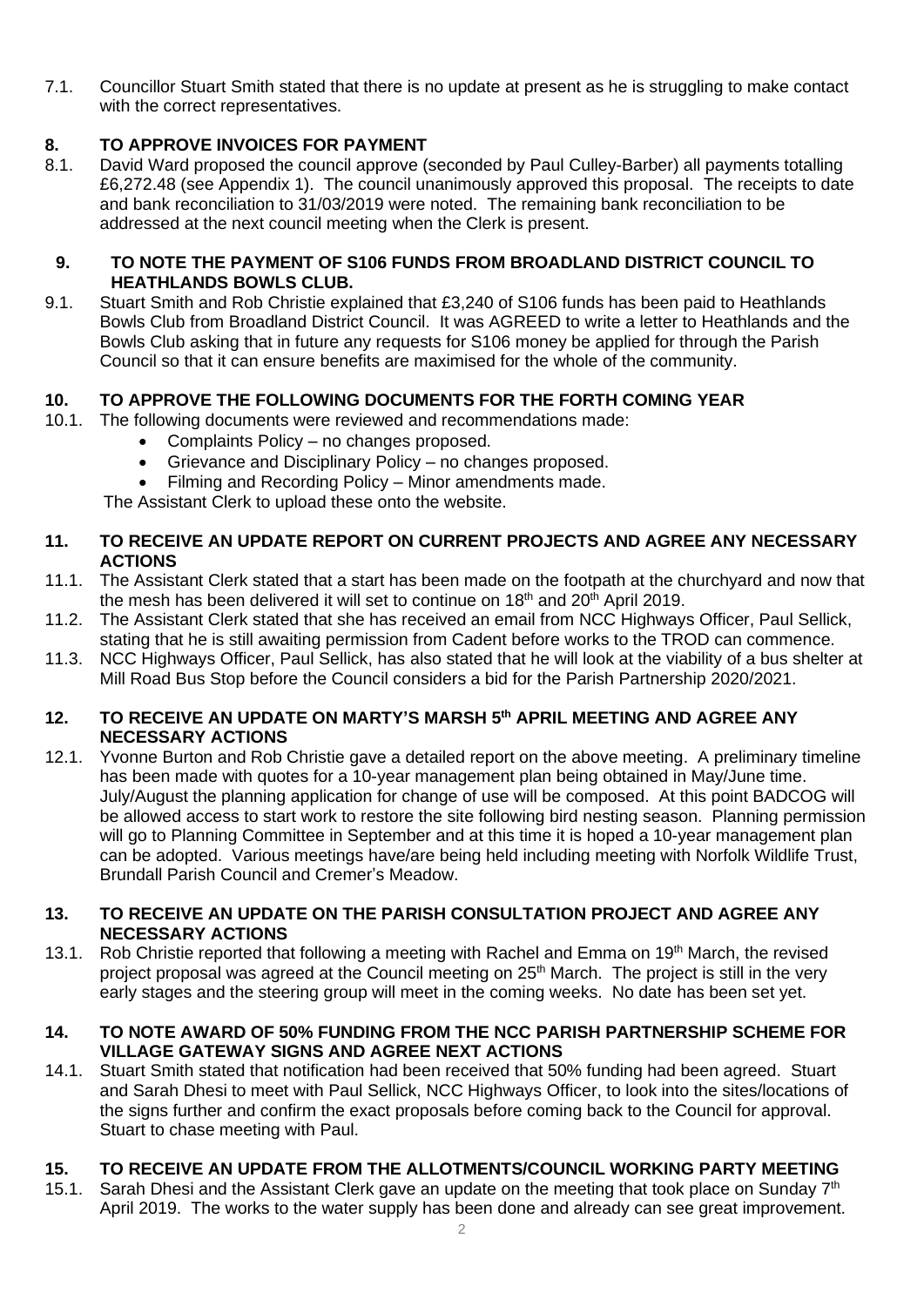7.1. Councillor Stuart Smith stated that there is no update at present as he is struggling to make contact with the correct representatives.

## 8. TO APPROVE INVOICES FOR PAYMENT

8.1. David Ward proposed the council approve (seconded by Paul Culley-Barber) all payments totalling £6,272.48 (see Appendix 1). The council unanimously approved this proposal. The receipts to date and bank reconciliation to 31/03/2019 were noted. The remaining bank reconciliation to be addressed at the next council meeting when the Clerk is present.

## 9. TO NOTE THE PAYMENT OF S106 FUNDS FROM BROADLAND DISTRICT COUNCIL TO HEATHLANDS BOWLS CLUB.

9.1. Stuart Smith and Rob Christie explained that £3,240 of S106 funds has been paid to Heathlands Bowls Club from Broadland District Council. It was AGREED to write a letter to Heathlands and the Bowls Club asking that in future any requests for S106 money be applied for through the Parish Council so that it can ensure benefits are maximised for the whole of the community.

## 10. TO APPROVE THE FOLLOWING DOCUMENTS FOR THE FORTH COMING YEAR

10.1. The following documents were reviewed and recommendations made:

- Complaints Policy – no changes proposed.
- Grievance and Disciplinary Policy – no changes proposed.
- Filming and Recording Policy – Minor amendments made.

The Assistant Clerk to upload these onto the website.

## 11. TO RECEIVE AN UPDATE REPORT ON CURRENT PROJECTS AND AGREE ANY NECESSARY ACTIONS

11.1. The Assistant Clerk stated that a start has been made on the footpath at the churchyard and now that the mesh has been delivered it will set to continue on 18th and 20th April 2019.

11.2. The Assistant Clerk stated that she has received an email from NCC Highways Officer, Paul Sellick, stating that he is still awaiting permission from Cadent before works to the TROD can commence.

11.3. NCC Highways Officer, Paul Sellick, has also stated that he will look at the viability of a bus shelter at Mill Road Bus Stop before the Council considers a bid for the Parish Partnership 2020/2021.

## 12. TO RECEIVE AN UPDATE ON MARTY'S MARSH 5th APRIL MEETING AND AGREE ANY NECESSARY ACTIONS

12.1. Yvonne Burton and Rob Christie gave a detailed report on the above meeting. A preliminary timeline has been made with quotes for a 10-year management plan being obtained in May/June time. July/August the planning application for change of use will be composed. At this point BADCOG will be allowed access to start work to restore the site following bird nesting season. Planning permission will go to Planning Committee in September and at this time it is hoped a 10-year management plan can be adopted. Various meetings have/are being held including meeting with Norfolk Wildlife Trust, Brundall Parish Council and Cremer's Meadow.

## 13. TO RECEIVE AN UPDATE ON THE PARISH CONSULTATION PROJECT AND AGREE ANY NECESSARY ACTIONS

13.1. Rob Christie reported that following a meeting with Rachel and Emma on 19th March, the revised project proposal was agreed at the Council meeting on 25th March. The project is still in the very early stages and the steering group will meet in the coming weeks. No date has been set yet.

## 14. TO NOTE AWARD OF 50% FUNDING FROM THE NCC PARISH PARTNERSHIP SCHEME FOR VILLAGE GATEWAY SIGNS AND AGREE NEXT ACTIONS

14.1. Stuart Smith stated that notification had been received that 50% funding had been agreed. Stuart and Sarah Dhesi to meet with Paul Sellick, NCC Highways Officer, to look into the sites/locations of the signs further and confirm the exact proposals before coming back to the Council for approval. Stuart to chase meeting with Paul.

## 15. TO RECEIVE AN UPDATE FROM THE ALLOTMENTS/COUNCIL WORKING PARTY MEETING

15.1. Sarah Dhesi and the Assistant Clerk gave an update on the meeting that took place on Sunday 7th April 2019. The works to the water supply has been done and already can see great improvement.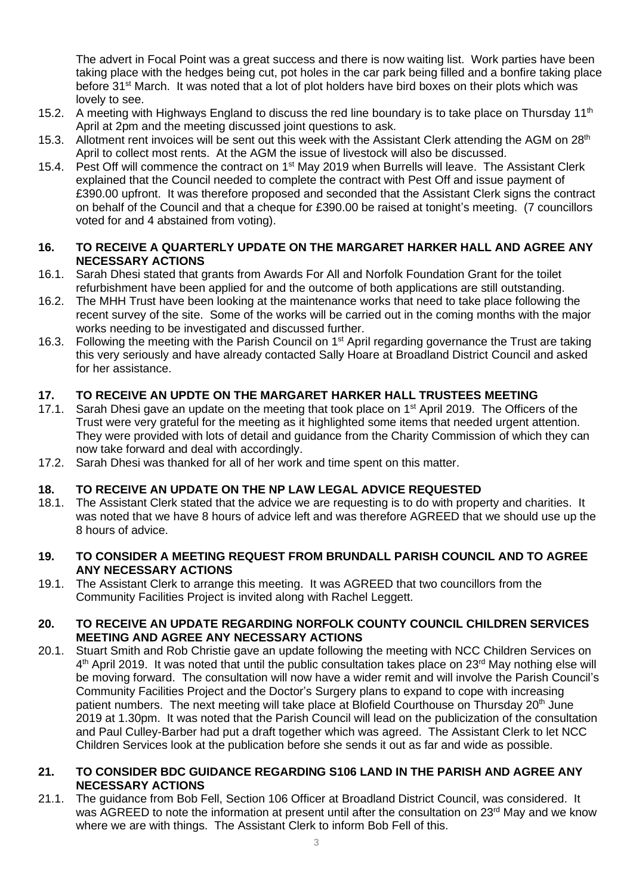The advert in Focal Point was a great success and there is now waiting list. Work parties have been taking place with the hedges being cut, pot holes in the car park being filled and a bonfire taking place before 31st March. It was noted that a lot of plot holders have bird boxes on their plots which was lovely to see.

15.2. A meeting with Highways England to discuss the red line boundary is to take place on Thursday 11th April at 2pm and the meeting discussed joint questions to ask.

15.3. Allotment rent invoices will be sent out this week with the Assistant Clerk attending the AGM on 28th April to collect most rents. At the AGM the issue of livestock will also be discussed.

15.4. Pest Off will commence the contract on 1st May 2019 when Burrells will leave. The Assistant Clerk explained that the Council needed to complete the contract with Pest Off and issue payment of £390.00 upfront. It was therefore proposed and seconded that the Assistant Clerk signs the contract on behalf of the Council and that a cheque for £390.00 be raised at tonight's meeting. (7 councillors voted for and 4 abstained from voting).

**16. TO RECEIVE A QUARTERLY UPDATE ON THE MARGARET HARKER HALL AND AGREE ANY NECESSARY ACTIONS**

16.1. Sarah Dhesi stated that grants from Awards For All and Norfolk Foundation Grant for the toilet refurbishment have been applied for and the outcome of both applications are still outstanding.

16.2. The MHH Trust have been looking at the maintenance works that need to take place following the recent survey of the site. Some of the works will be carried out in the coming months with the major works needing to be investigated and discussed further.

16.3. Following the meeting with the Parish Council on 1st April regarding governance the Trust are taking this very seriously and have already contacted Sally Hoare at Broadland District Council and asked for her assistance.

**17. TO RECEIVE AN UPDTE ON THE MARGARET HARKER HALL TRUSTEES MEETING**

17.1. Sarah Dhesi gave an update on the meeting that took place on 1st April 2019. The Officers of the Trust were very grateful for the meeting as it highlighted some items that needed urgent attention. They were provided with lots of detail and guidance from the Charity Commission of which they can now take forward and deal with accordingly.

17.2. Sarah Dhesi was thanked for all of her work and time spent on this matter.

**18. TO RECEIVE AN UPDATE ON THE NP LAW LEGAL ADVICE REQUESTED**

18.1. The Assistant Clerk stated that the advice we are requesting is to do with property and charities. It was noted that we have 8 hours of advice left and was therefore AGREED that we should use up the 8 hours of advice.

**19. TO CONSIDER A MEETING REQUEST FROM BRUNDALL PARISH COUNCIL AND TO AGREE ANY NECESSARY ACTIONS**

19.1. The Assistant Clerk to arrange this meeting. It was AGREED that two councillors from the Community Facilities Project is invited along with Rachel Leggett.

**20. TO RECEIVE AN UPDATE REGARDING NORFOLK COUNTY COUNCIL CHILDREN SERVICES MEETING AND AGREE ANY NECESSARY ACTIONS**

20.1. Stuart Smith and Rob Christie gave an update following the meeting with NCC Children Services on 4th April 2019. It was noted that until the public consultation takes place on 23rd May nothing else will be moving forward. The consultation will now have a wider remit and will involve the Parish Council's Community Facilities Project and the Doctor's Surgery plans to expand to cope with increasing patient numbers. The next meeting will take place at Blofield Courthouse on Thursday 20th June 2019 at 1.30pm. It was noted that the Parish Council will lead on the publicization of the consultation and Paul Culley-Barber had put a draft together which was agreed. The Assistant Clerk to let NCC Children Services look at the publication before she sends it out as far and wide as possible.

**21. TO CONSIDER BDC GUIDANCE REGARDING S106 LAND IN THE PARISH AND AGREE ANY NECESSARY ACTIONS**

21.1. The guidance from Bob Fell, Section 106 Officer at Broadland District Council, was considered. It was AGREED to note the information at present until after the consultation on 23rd May and we know where we are with things. The Assistant Clerk to inform Bob Fell of this.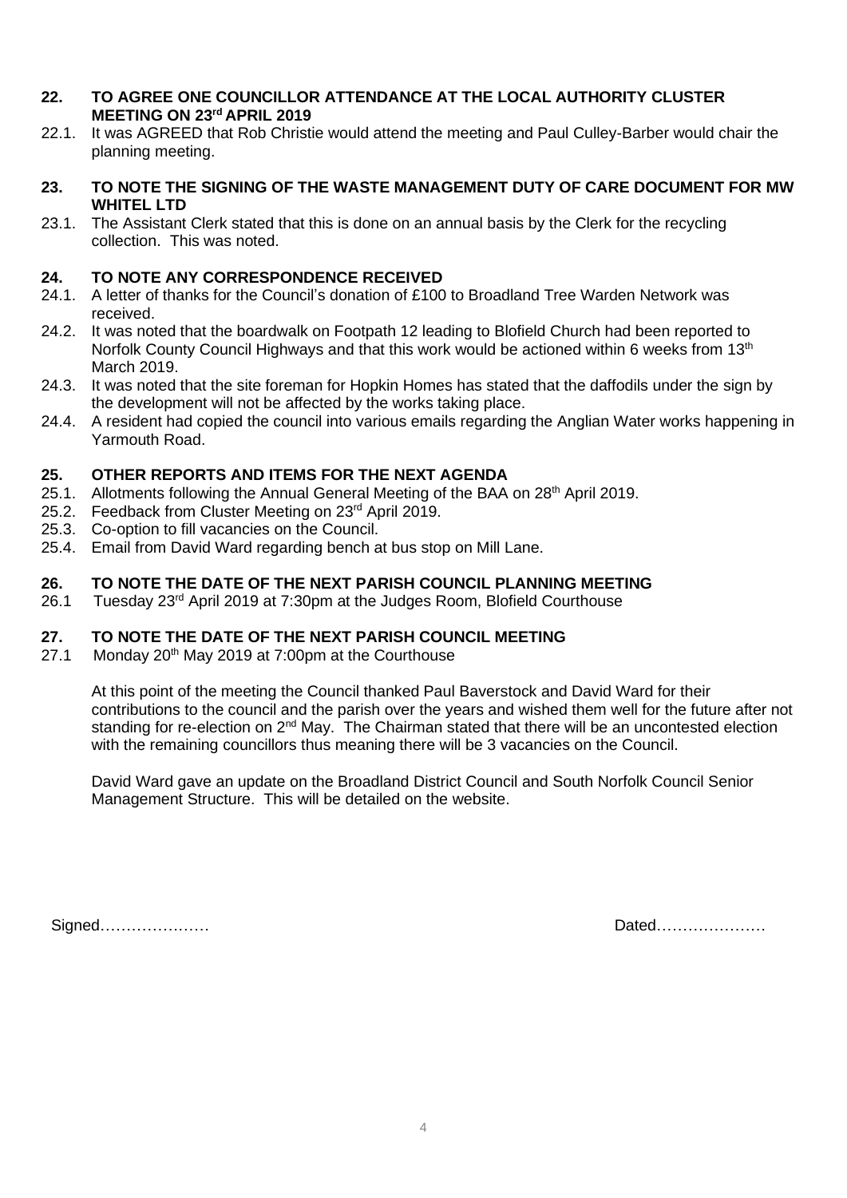**22. TO AGREE ONE COUNCILLOR ATTENDANCE AT THE LOCAL AUTHORITY CLUSTER MEETING ON 23rd APRIL 2019**

22.1. It was AGREED that Rob Christie would attend the meeting and Paul Culley-Barber would chair the planning meeting.

**23. TO NOTE THE SIGNING OF THE WASTE MANAGEMENT DUTY OF CARE DOCUMENT FOR MW WHITEL LTD**

23.1. The Assistant Clerk stated that this is done on an annual basis by the Clerk for the recycling collection. This was noted.

**24. TO NOTE ANY CORRESPONDENCE RECEIVED**

24.1. A letter of thanks for the Council's donation of £100 to Broadland Tree Warden Network was received.

24.2. It was noted that the boardwalk on Footpath 12 leading to Blofield Church had been reported to Norfolk County Council Highways and that this work would be actioned within 6 weeks from 13th March 2019.

24.3. It was noted that the site foreman for Hopkin Homes has stated that the daffodils under the sign by the development will not be affected by the works taking place.

24.4. A resident had copied the council into various emails regarding the Anglian Water works happening in Yarmouth Road.

**25. OTHER REPORTS AND ITEMS FOR THE NEXT AGENDA**

25.1. Allotments following the Annual General Meeting of the BAA on 28th April 2019.

25.2. Feedback from Cluster Meeting on 23rd April 2019.

25.3. Co-option to fill vacancies on the Council.

25.4. Email from David Ward regarding bench at bus stop on Mill Lane.

**26. TO NOTE THE DATE OF THE NEXT PARISH COUNCIL PLANNING MEETING**

26.1 Tuesday 23rd April 2019 at 7:30pm at the Judges Room, Blofield Courthouse

**27. TO NOTE THE DATE OF THE NEXT PARISH COUNCIL MEETING**

27.1 Monday 20th May 2019 at 7:00pm at the Courthouse

At this point of the meeting the Council thanked Paul Baverstock and David Ward for their contributions to the council and the parish over the years and wished them well for the future after not standing for re-election on 2nd May. The Chairman stated that there will be an uncontested election with the remaining councillors thus meaning there will be 3 vacancies on the Council.

David Ward gave an update on the Broadland District Council and South Norfolk Council Senior Management Structure. This will be detailed on the website.

Signed………………… Dated…………………